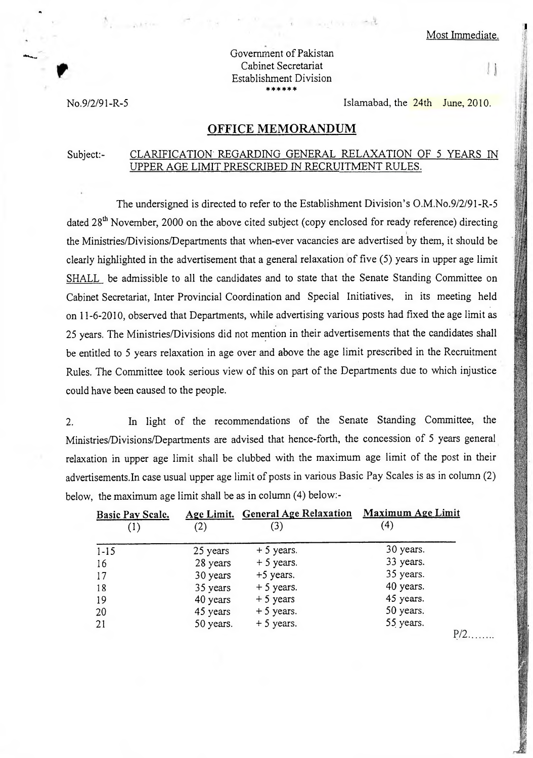Most Immediate.

Government of Pakistan
Cabinet Secretariat
Establishment Division
******

No.9/2/91-R-5

Islamabad, the 24th June, 2010.

## OFFICE MEMORANDUM

Subject:- CLARIFICATION REGARDING GENERAL RELAXATION OF 5 YEARS IN UPPER AGE LIMIT PRESCRIBED IN RECRUITMENT RULES.

The undersigned is directed to refer to the Establishment Division's O.M.No.9/2/91-R-5 dated 28th November, 2000 on the above cited subject (copy enclosed for ready reference) directing the Ministries/Divisions/Departments that when-ever vacancies are advertised by them, it should be clearly highlighted in the advertisement that a general relaxation of five (5) years in upper age limit SHALL be admissible to all the candidates and to state that the Senate Standing Committee on Cabinet Secretariat, Inter Provincial Coordination and Special Initiatives, in its meeting held on 11-6-2010, observed that Departments, while advertising various posts had fixed the age limit as 25 years. The Ministries/Divisions did not mention in their advertisements that the candidates shall be entitled to 5 years relaxation in age over and above the age limit prescribed in the Recruitment Rules. The Committee took serious view of this on part of the Departments due to which injustice could have been caused to the people.

2. In light of the recommendations of the Senate Standing Committee, the Ministries/Divisions/Departments are advised that hence-forth, the concession of 5 years general relaxation in upper age limit shall be clubbed with the maximum age limit of the post in their advertisements.In case usual upper age limit of posts in various Basic Pay Scales is as in column (2) below, the maximum age limit shall be as in column (4) below:-

| Basic Pay Scale. (1) | Age Limit. (2) | General Age Relaxation (3) | Maximum Age Limit (4) |
|---|---|---|---|
| 1-15 | 25 years | + 5 years. | 30 years. |
| 16 | 28 years | + 5 years. | 33 years. |
| 17 | 30 years | +5 years. | 35 years. |
| 18 | 35 years | + 5 years. | 40 years. |
| 19 | 40 years | + 5 years | 45 years. |
| 20 | 45 years | + 5 years. | 50 years. |
| 21 | 50 years. | + 5 years. | 55 years. |

P/2........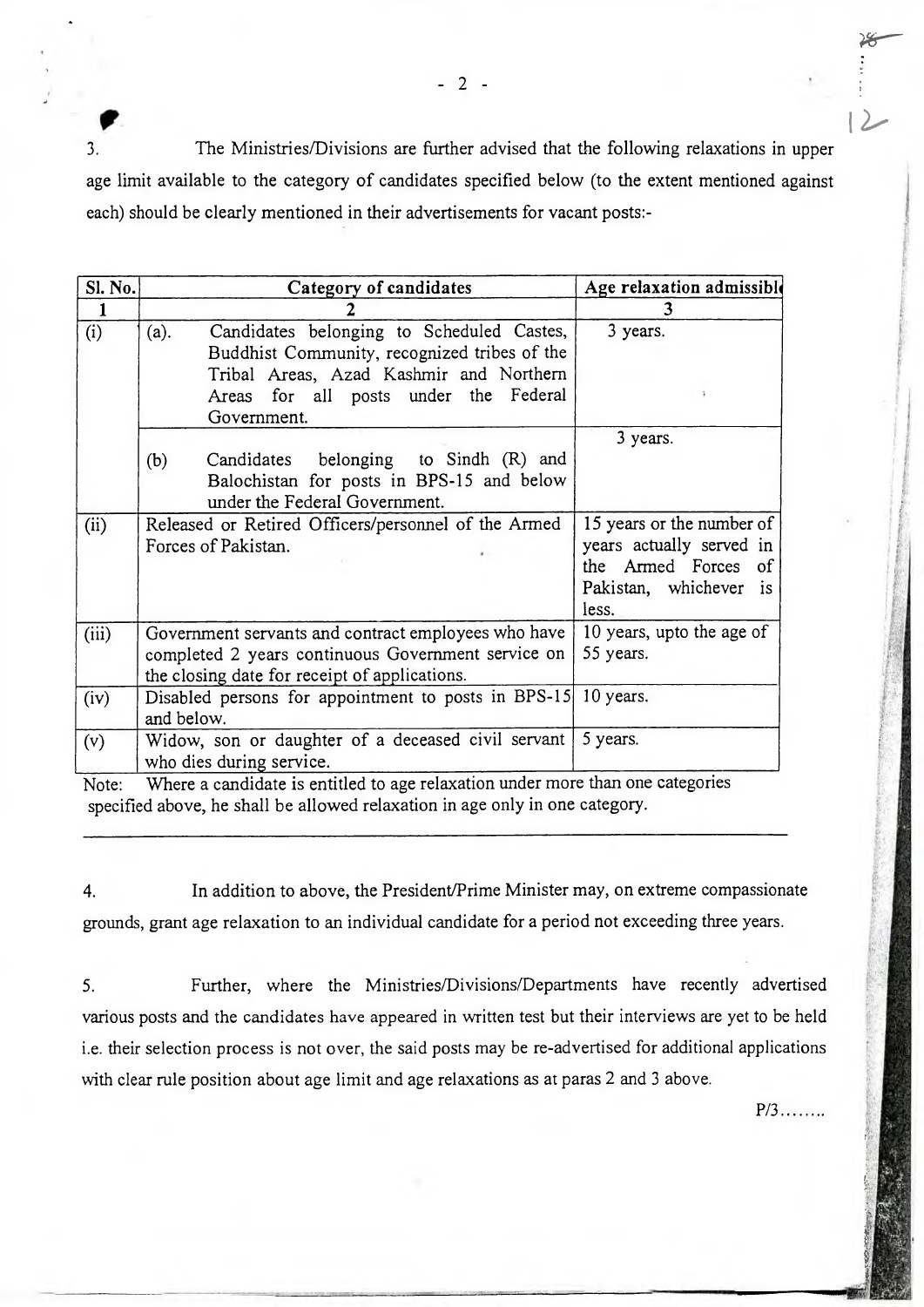3. The Ministries/Divisions are further advised that the following relaxations in upper age limit available to the category of candidates specified below (to the extent mentioned against each) should be clearly mentioned in their advertisements for vacant posts:-

| Sl. No. | Category of candidates | Age relaxation admissible |
|---|---|---|
| 1 | 2 | 3 |
| (i) | (a). Candidates belonging to Scheduled Castes, Buddhist Community, recognized tribes of the Tribal Areas, Azad Kashmir and Northern Areas for all posts under the Federal Government. | 3 years. |
| | (b) Candidates belonging to Sindh (R) and Balochistan for posts in BPS-15 and below under the Federal Government. | 3 years. |
| (ii) | Released or Retired Officers/personnel of the Armed Forces of Pakistan. | 15 years or the number of years actually served in the Armed Forces of Pakistan, whichever is less. |
| (iii) | Government servants and contract employees who have completed 2 years continuous Government service on the closing date for receipt of applications. | 10 years, upto the age of 55 years. |
| (iv) | Disabled persons for appointment to posts in BPS-15 and below. | 10 years. |
| (v) | Widow, son or daughter of a deceased civil servant who dies during service. | 5 years. |

Note: Where a candidate is entitled to age relaxation under more than one categories specified above, he shall be allowed relaxation in age only in one category.

4. In addition to above, the President/Prime Minister may, on extreme compassionate grounds, grant age relaxation to an individual candidate for a period not exceeding three years.

5. Further, where the Ministries/Divisions/Departments have recently advertised various posts and the candidates have appeared in written test but their interviews are yet to be held i.e. their selection process is not over, the said posts may be re-advertised for additional applications with clear rule position about age limit and age relaxations as at paras 2 and 3 above.

P/3........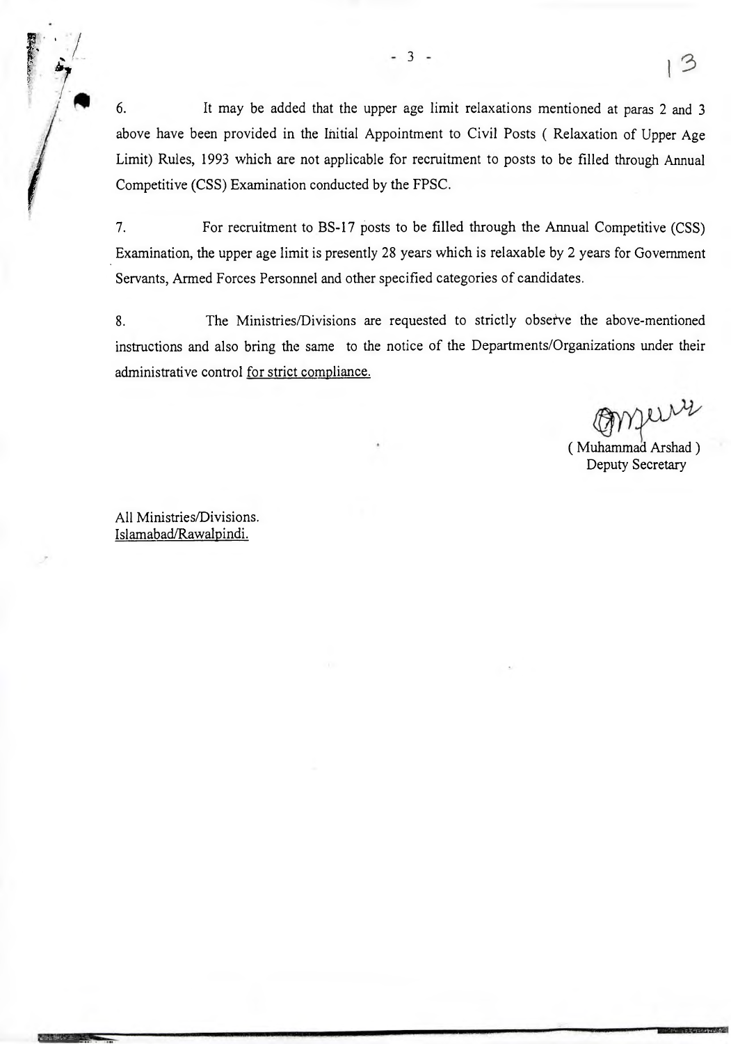6. It may be added that the upper age limit relaxations mentioned at paras 2 and 3 above have been provided in the Initial Appointment to Civil Posts ( Relaxation of Upper Age Limit) Rules, 1993 which are not applicable for recruitment to posts to be filled through Annual Competitive (CSS) Examination conducted by the FPSC.

7. For recruitment to BS-17 posts to be filled through the Annual Competitive (CSS) Examination, the upper age limit is presently 28 years which is relaxable by 2 years for Government Servants, Armed Forces Personnel and other specified categories of candidates.

8. The Ministries/Divisions are requested to strictly observe the above-mentioned instructions and also bring the same to the notice of the Departments/Organizations under their administrative control <u>for strict compliance.</u>

( Muhammad Arshad )
Deputy Secretary

All Ministries/Divisions.
<u>Islamabad/Rawalpindi.</u>